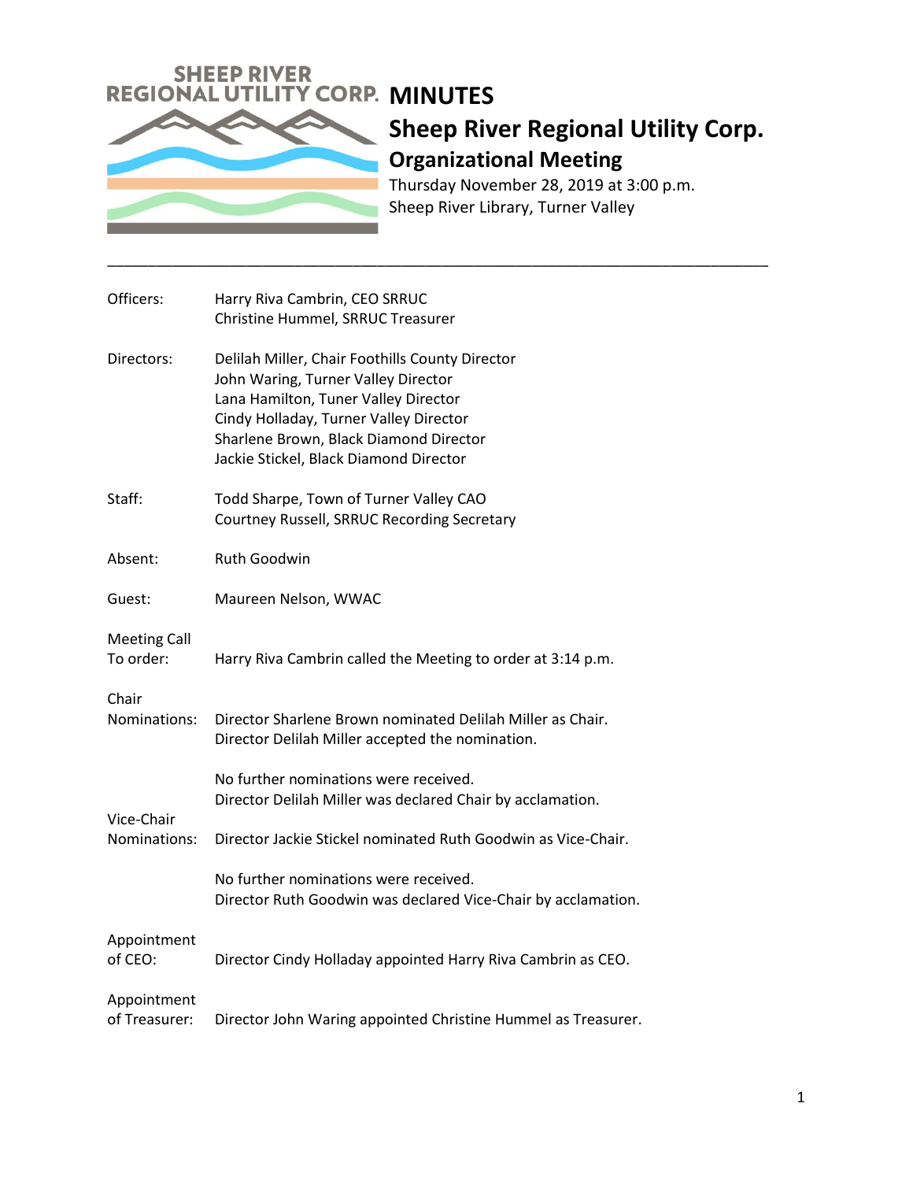SHEEP RIVER REGIONAL UTILITY CORP.

# MINUTES

## Sheep River Regional Utility Corp.

### Organizational Meeting

Thursday November 28, 2019 at 3:00 p.m.
Sheep River Library, Turner Valley

---

**Officers:** Harry Riva Cambrin, CEO SRRUC
Christine Hummel, SRRUC Treasurer

**Directors:** Delilah Miller, Chair Foothills County Director
John Waring, Turner Valley Director
Lana Hamilton, Tuner Valley Director
Cindy Holladay, Turner Valley Director
Sharlene Brown, Black Diamond Director
Jackie Stickel, Black Diamond Director

**Staff:** Todd Sharpe, Town of Turner Valley CAO
Courtney Russell, SRRUC Recording Secretary

**Absent:** Ruth Goodwin

**Guest:** Maureen Nelson, WWAC

**Meeting Call To order:** Harry Riva Cambrin called the Meeting to order at 3:14 p.m.

**Chair Nominations:** Director Sharlene Brown nominated Delilah Miller as Chair.
Director Delilah Miller accepted the nomination.

No further nominations were received.
Director Delilah Miller was declared Chair by acclamation.

**Vice-Chair Nominations:** Director Jackie Stickel nominated Ruth Goodwin as Vice-Chair.

No further nominations were received.
Director Ruth Goodwin was declared Vice-Chair by acclamation.

**Appointment of CEO:** Director Cindy Holladay appointed Harry Riva Cambrin as CEO.

**Appointment of Treasurer:** Director John Waring appointed Christine Hummel as Treasurer.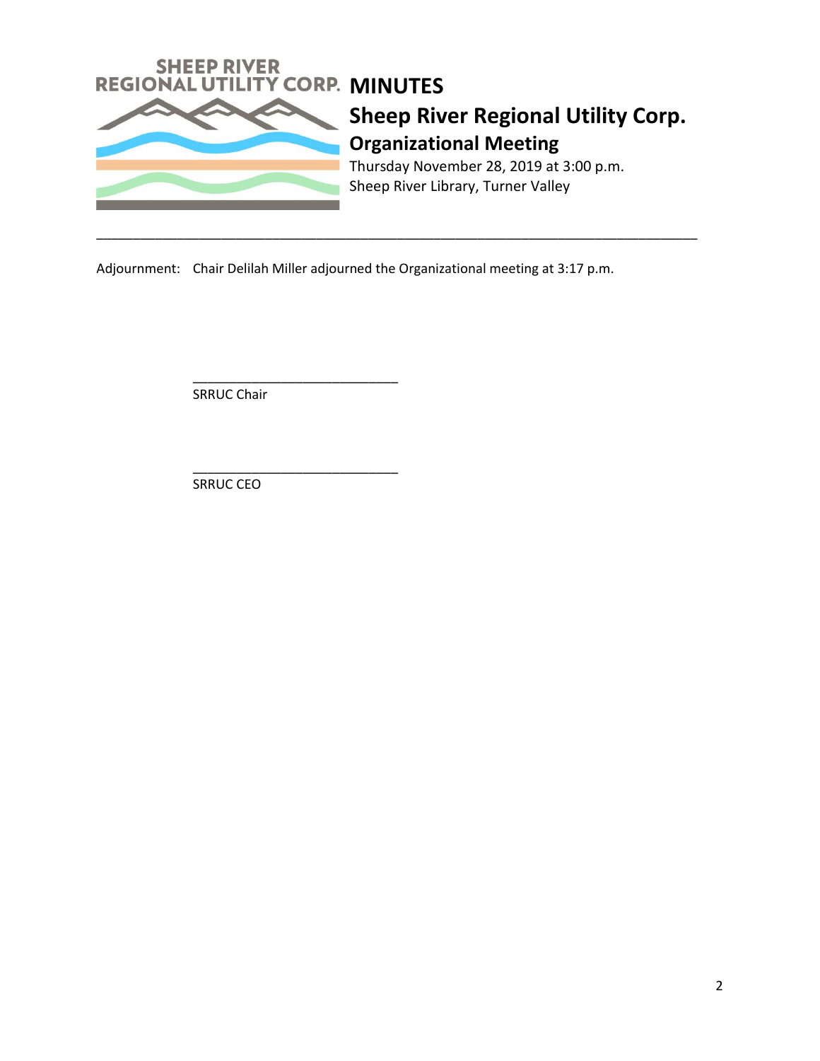SHEEP RIVER
REGIONAL UTILITY CORP.

# MINUTES

## Sheep River Regional Utility Corp.

### Organizational Meeting

Thursday November 28, 2019 at 3:00 p.m.
Sheep River Library, Turner Valley

---

Adjournment: Chair Delilah Miller adjourned the Organizational meeting at 3:17 p.m.

____________________________
SRRUC Chair

____________________________
SRRUC CEO